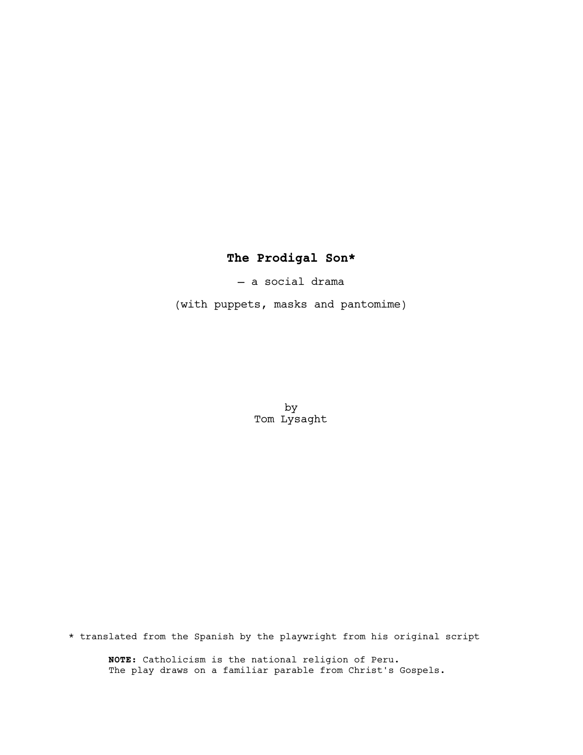# The Prodigal Son*

— a social drama

(with puppets, masks and pantomime)

by
Tom Lysaght

* translated from the Spanish by the playwright from his original script

**NOTE:** Catholicism is the national religion of Peru.
The play draws on a familiar parable from Christ's Gospels.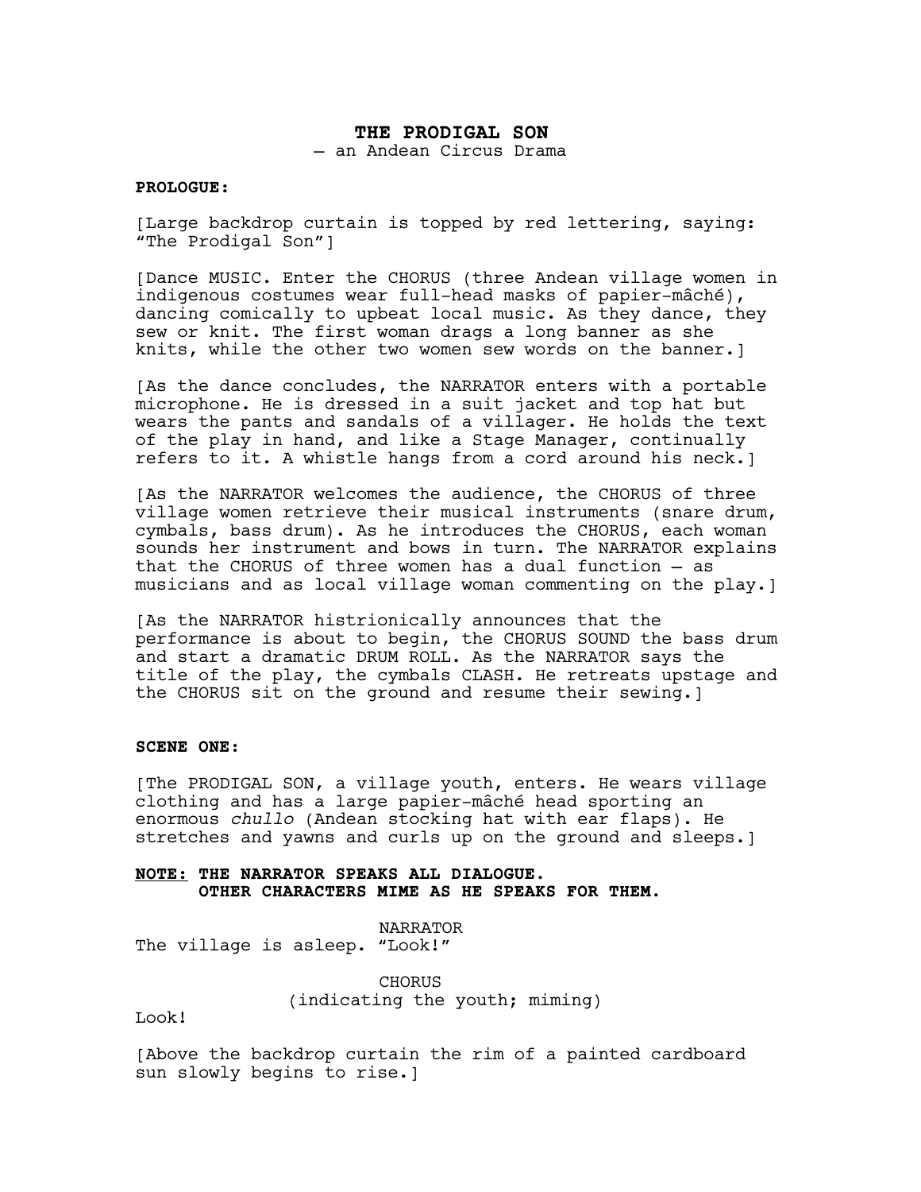**THE PRODIGAL SON**
— an Andean Circus Drama

**PROLOGUE:**

[Large backdrop curtain is topped by red lettering, saying: "The Prodigal Son"]

[Dance MUSIC. Enter the CHORUS (three Andean village women in indigenous costumes wear full-head masks of papier-mâché), dancing comically to upbeat local music. As they dance, they sew or knit. The first woman drags a long banner as she knits, while the other two women sew words on the banner.]

[As the dance concludes, the NARRATOR enters with a portable microphone. He is dressed in a suit jacket and top hat but wears the pants and sandals of a villager. He holds the text of the play in hand, and like a Stage Manager, continually refers to it. A whistle hangs from a cord around his neck.]

[As the NARRATOR welcomes the audience, the CHORUS of three village women retrieve their musical instruments (snare drum, cymbals, bass drum). As he introduces the CHORUS, each woman sounds her instrument and bows in turn. The NARRATOR explains that the CHORUS of three women has a dual function — as musicians and as local village woman commenting on the play.]

[As the NARRATOR histrionically announces that the performance is about to begin, the CHORUS SOUND the bass drum and start a dramatic DRUM ROLL. As the NARRATOR says the title of the play, the cymbals CLASH. He retreats upstage and the CHORUS sit on the ground and resume their sewing.]

**SCENE ONE:**

[The PRODIGAL SON, a village youth, enters. He wears village clothing and has a large papier-mâché head sporting an enormous *chullo* (Andean stocking hat with ear flaps). He stretches and yawns and curls up on the ground and sleeps.]

**<u>NOTE:</u> THE NARRATOR SPEAKS ALL DIALOGUE.
OTHER CHARACTERS MIME AS HE SPEAKS FOR THEM.**

NARRATOR
The village is asleep. "Look!"

CHORUS
(indicating the youth; miming)
Look!

[Above the backdrop curtain the rim of a painted cardboard sun slowly begins to rise.]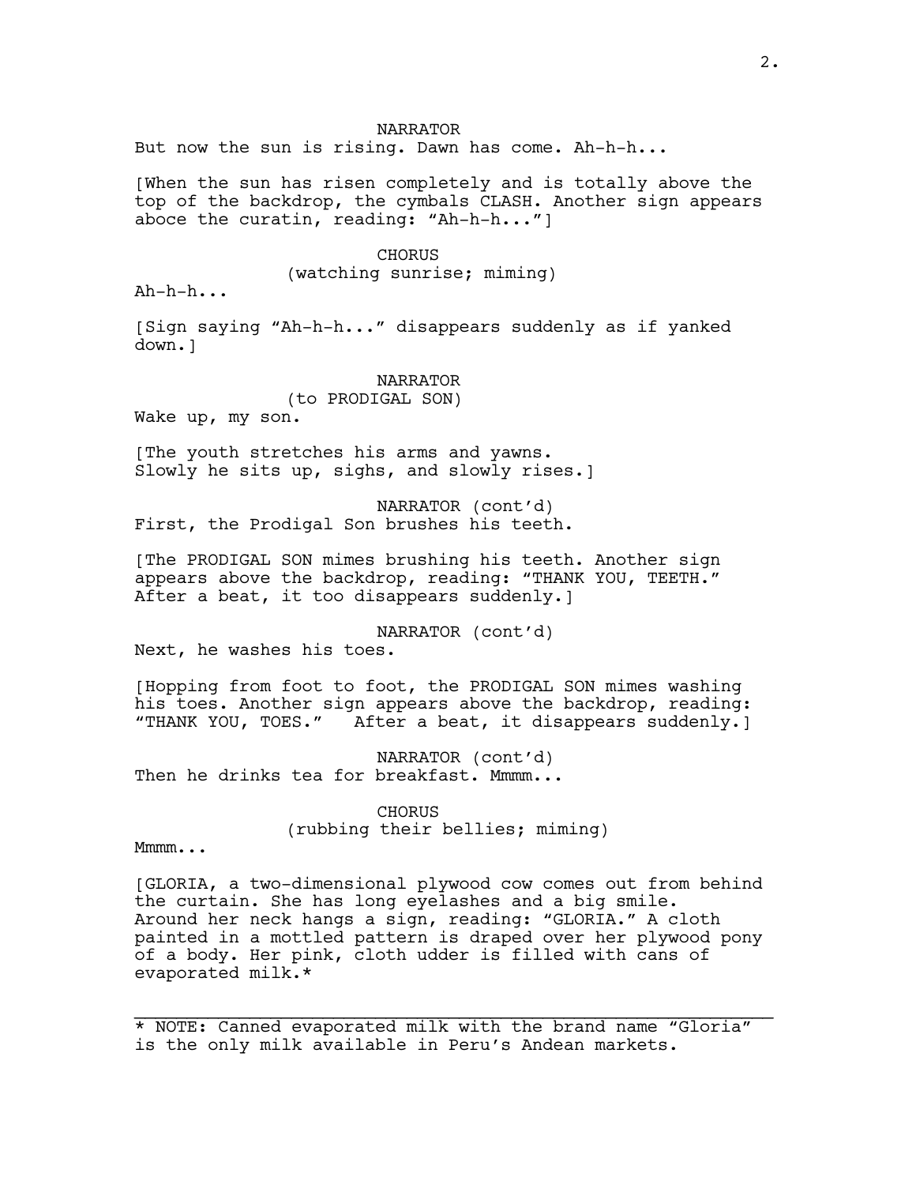NARRATOR

But now the sun is rising. Dawn has come. Ah-h-h...

[When the sun has risen completely and is totally above the top of the backdrop, the cymbals CLASH. Another sign appears aboce the curatin, reading: "Ah-h-h..."]

CHORUS

(watching sunrise; miming)

Ah-h-h...

[Sign saying "Ah-h-h..." disappears suddenly as if yanked down.]

NARRATOR

(to PRODIGAL SON)

Wake up, my son.

[The youth stretches his arms and yawns. Slowly he sits up, sighs, and slowly rises.]

NARRATOR (cont'd)

First, the Prodigal Son brushes his teeth.

[The PRODIGAL SON mimes brushing his teeth. Another sign appears above the backdrop, reading: "THANK YOU, TEETH." After a beat, it too disappears suddenly.]

NARRATOR (cont'd)

Next, he washes his toes.

[Hopping from foot to foot, the PRODIGAL SON mimes washing his toes. Another sign appears above the backdrop, reading: "THANK YOU, TOES." After a beat, it disappears suddenly.]

NARRATOR (cont'd)

Then he drinks tea for breakfast. Mmmm...

CHORUS

(rubbing their bellies; miming)

Mmmm...

[GLORIA, a two-dimensional plywood cow comes out from behind the curtain. She has long eyelashes and a big smile. Around her neck hangs a sign, reading: "GLORIA." A cloth painted in a mottled pattern is draped over her plywood pony of a body. Her pink, cloth udder is filled with cans of evaporated milk.*

---

* NOTE: Canned evaporated milk with the brand name "Gloria" is the only milk available in Peru's Andean markets.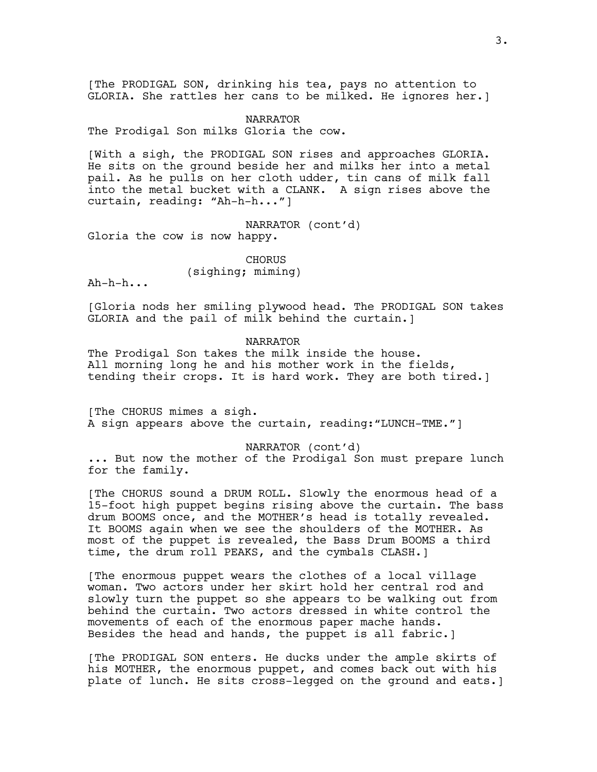[The PRODIGAL SON, drinking his tea, pays no attention to GLORIA. She rattles her cans to be milked. He ignores her.]

NARRATOR

The Prodigal Son milks Gloria the cow.

[With a sigh, the PRODIGAL SON rises and approaches GLORIA. He sits on the ground beside her and milks her into a metal pail. As he pulls on her cloth udder, tin cans of milk fall into the metal bucket with a CLANK. A sign rises above the curtain, reading: "Ah-h-h..."]

NARRATOR (cont'd)

Gloria the cow is now happy.

CHORUS

(sighing; miming)

Ah-h-h...

[Gloria nods her smiling plywood head. The PRODIGAL SON takes GLORIA and the pail of milk behind the curtain.]

NARRATOR

The Prodigal Son takes the milk inside the house. All morning long he and his mother work in the fields, tending their crops. It is hard work. They are both tired.]

[The CHORUS mimes a sigh.
A sign appears above the curtain, reading:"LUNCH-TME."]

NARRATOR (cont'd)

... But now the mother of the Prodigal Son must prepare lunch for the family.

[The CHORUS sound a DRUM ROLL. Slowly the enormous head of a 15-foot high puppet begins rising above the curtain. The bass drum BOOMS once, and the MOTHER's head is totally revealed. It BOOMS again when we see the shoulders of the MOTHER. As most of the puppet is revealed, the Bass Drum BOOMS a third time, the drum roll PEAKS, and the cymbals CLASH.]

[The enormous puppet wears the clothes of a local village woman. Two actors under her skirt hold her central rod and slowly turn the puppet so she appears to be walking out from behind the curtain. Two actors dressed in white control the movements of each of the enormous paper mache hands. Besides the head and hands, the puppet is all fabric.]

[The PRODIGAL SON enters. He ducks under the ample skirts of his MOTHER, the enormous puppet, and comes back out with his plate of lunch. He sits cross-legged on the ground and eats.]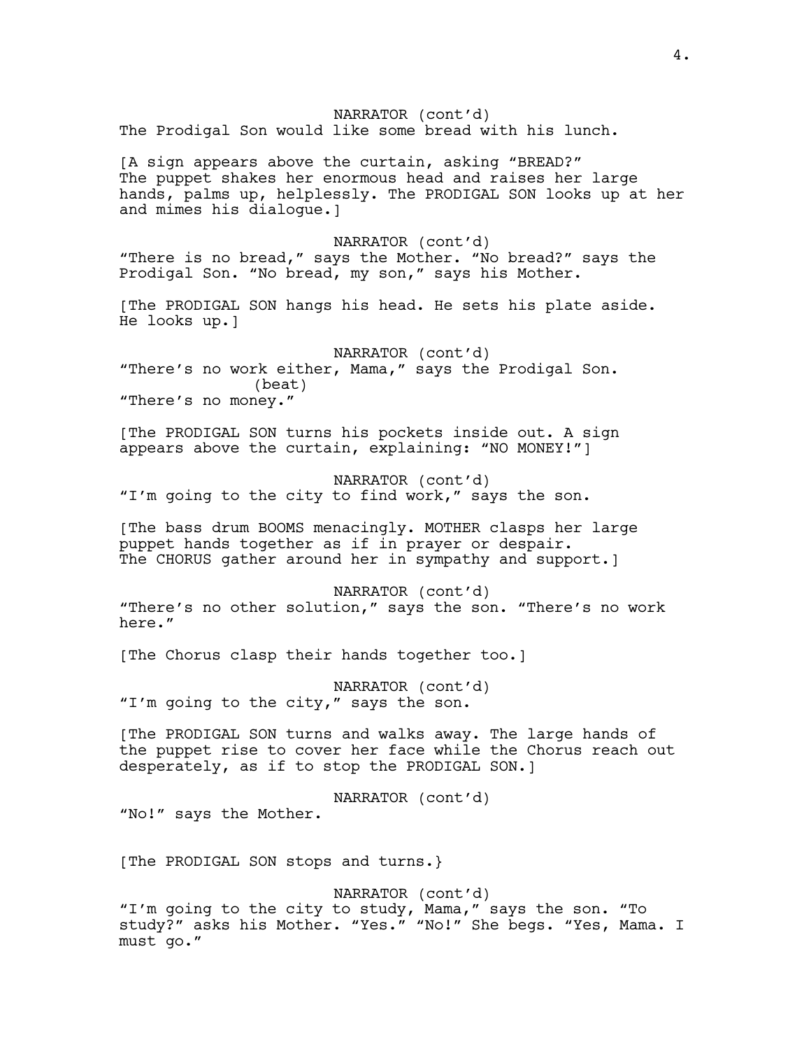NARRATOR (cont'd)
The Prodigal Son would like some bread with his lunch.

[A sign appears above the curtain, asking "BREAD?" The puppet shakes her enormous head and raises her large hands, palms up, helplessly. The PRODIGAL SON looks up at her and mimes his dialogue.]

NARRATOR (cont'd)
"There is no bread," says the Mother. "No bread?" says the Prodigal Son. "No bread, my son," says his Mother.

[The PRODIGAL SON hangs his head. He sets his plate aside. He looks up.]

NARRATOR (cont'd)
"There's no work either, Mama," says the Prodigal Son.
(beat)
"There's no money."

[The PRODIGAL SON turns his pockets inside out. A sign appears above the curtain, explaining: "NO MONEY!"]

NARRATOR (cont'd)
"I'm going to the city to find work," says the son.

[The bass drum BOOMS menacingly. MOTHER clasps her large puppet hands together as if in prayer or despair. The CHORUS gather around her in sympathy and support.]

NARRATOR (cont'd)
"There's no other solution," says the son. "There's no work here."

[The Chorus clasp their hands together too.]

NARRATOR (cont'd)
"I'm going to the city," says the son.

[The PRODIGAL SON turns and walks away. The large hands of the puppet rise to cover her face while the Chorus reach out desperately, as if to stop the PRODIGAL SON.]

NARRATOR (cont'd)
"No!" says the Mother.

[The PRODIGAL SON stops and turns.}

NARRATOR (cont'd)
"I'm going to the city to study, Mama," says the son. "To study?" asks his Mother. "Yes." "No!" She begs. "Yes, Mama. I must go."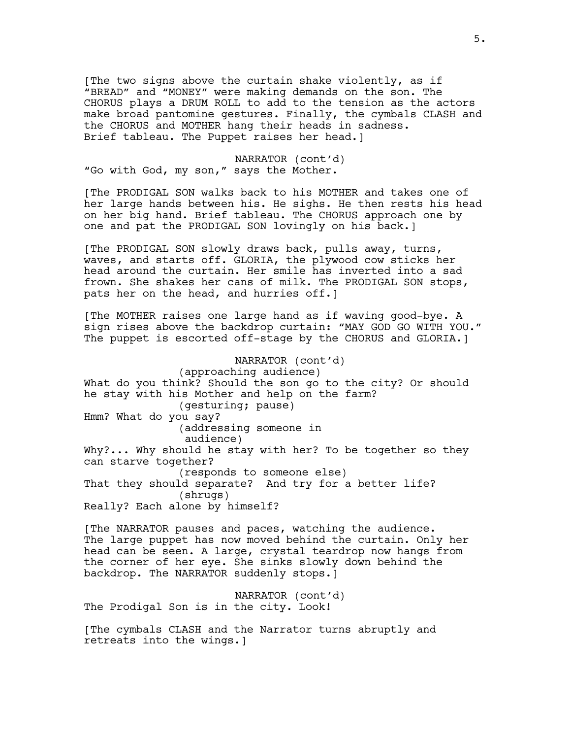[The two signs above the curtain shake violently, as if "BREAD" and "MONEY" were making demands on the son. The CHORUS plays a DRUM ROLL to add to the tension as the actors make broad pantomine gestures. Finally, the cymbals CLASH and the CHORUS and MOTHER hang their heads in sadness. Brief tableau. The Puppet raises her head.]

NARRATOR (cont'd)
"Go with God, my son," says the Mother.

[The PRODIGAL SON walks back to his MOTHER and takes one of her large hands between his. He sighs. He then rests his head on her big hand. Brief tableau. The CHORUS approach one by one and pat the PRODIGAL SON lovingly on his back.]

[The PRODIGAL SON slowly draws back, pulls away, turns, waves, and starts off. GLORIA, the plywood cow sticks her head around the curtain. Her smile has inverted into a sad frown. She shakes her cans of milk. The PRODIGAL SON stops, pats her on the head, and hurries off.]

[The MOTHER raises one large hand as if waving good-bye. A sign rises above the backdrop curtain: "MAY GOD GO WITH YOU." The puppet is escorted off-stage by the CHORUS and GLORIA.]

NARRATOR (cont'd)
(approaching audience)
What do you think? Should the son go to the city? Or should he stay with his Mother and help on the farm?
(gesturing; pause)
Hmm? What do you say?
(addressing someone in audience)
Why?... Why should he stay with her? To be together so they can starve together?
(responds to someone else)
That they should separate? And try for a better life?
(shrugs)
Really? Each alone by himself?

[The NARRATOR pauses and paces, watching the audience. The large puppet has now moved behind the curtain. Only her head can be seen. A large, crystal teardrop now hangs from the corner of her eye. She sinks slowly down behind the backdrop. The NARRATOR suddenly stops.]

NARRATOR (cont'd)
The Prodigal Son is in the city. Look!

[The cymbals CLASH and the Narrator turns abruptly and retreats into the wings.]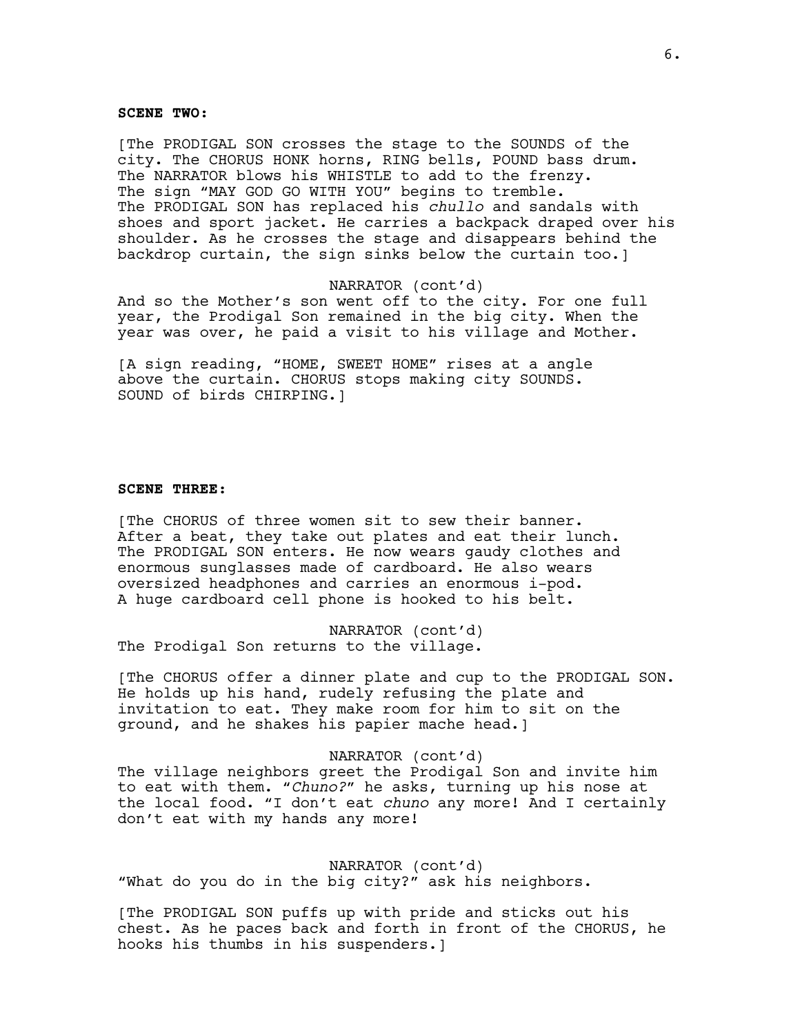**SCENE TWO:**

[The PRODIGAL SON crosses the stage to the SOUNDS of the city. The CHORUS HONK horns, RING bells, POUND bass drum. The NARRATOR blows his WHISTLE to add to the frenzy. The sign "MAY GOD GO WITH YOU" begins to tremble. The PRODIGAL SON has replaced his *chullo* and sandals with shoes and sport jacket. He carries a backpack draped over his shoulder. As he crosses the stage and disappears behind the backdrop curtain, the sign sinks below the curtain too.]

NARRATOR (cont'd)

And so the Mother's son went off to the city. For one full year, the Prodigal Son remained in the big city. When the year was over, he paid a visit to his village and Mother.

[A sign reading, "HOME, SWEET HOME" rises at a angle above the curtain. CHORUS stops making city SOUNDS. SOUND of birds CHIRPING.]

**SCENE THREE:**

[The CHORUS of three women sit to sew their banner. After a beat, they take out plates and eat their lunch. The PRODIGAL SON enters. He now wears gaudy clothes and enormous sunglasses made of cardboard. He also wears oversized headphones and carries an enormous i-pod. A huge cardboard cell phone is hooked to his belt.

NARRATOR (cont'd)

The Prodigal Son returns to the village.

[The CHORUS offer a dinner plate and cup to the PRODIGAL SON. He holds up his hand, rudely refusing the plate and invitation to eat. They make room for him to sit on the ground, and he shakes his papier mache head.]

NARRATOR (cont'd)

The village neighbors greet the Prodigal Son and invite him to eat with them. "*Chuno?*" he asks, turning up his nose at the local food. "I don't eat *chuno* any more! And I certainly don't eat with my hands any more!

NARRATOR (cont'd)

"What do you do in the big city?" ask his neighbors.

[The PRODIGAL SON puffs up with pride and sticks out his chest. As he paces back and forth in front of the CHORUS, he hooks his thumbs in his suspenders.]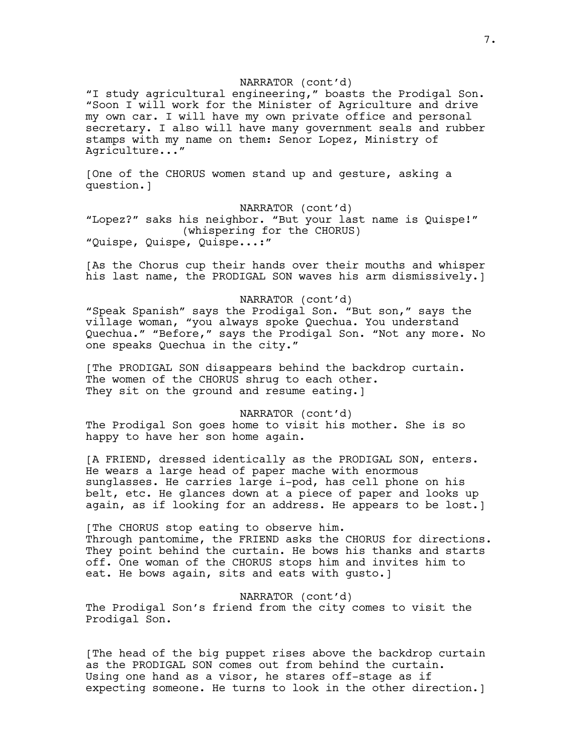NARRATOR (cont'd)

"I study agricultural engineering," boasts the Prodigal Son. "Soon I will work for the Minister of Agriculture and drive my own car. I will have my own private office and personal secretary. I also will have many government seals and rubber stamps with my name on them: Senor Lopez, Ministry of Agriculture..."

[One of the CHORUS women stand up and gesture, asking a question.]

NARRATOR (cont'd)

"Lopez?" saks his neighbor. "But your last name is Quispe!"

(whispering for the CHORUS)

"Quispe, Quispe, Quispe...:"

[As the Chorus cup their hands over their mouths and whisper his last name, the PRODIGAL SON waves his arm dismissively.]

NARRATOR (cont'd)

"Speak Spanish" says the Prodigal Son. "But son," says the village woman, "you always spoke Quechua. You understand Quechua." "Before," says the Prodigal Son. "Not any more. No one speaks Quechua in the city."

[The PRODIGAL SON disappears behind the backdrop curtain. The women of the CHORUS shrug to each other. They sit on the ground and resume eating.]

NARRATOR (cont'd)

The Prodigal Son goes home to visit his mother. She is so happy to have her son home again.

[A FRIEND, dressed identically as the PRODIGAL SON, enters. He wears a large head of paper mache with enormous sunglasses. He carries large i-pod, has cell phone on his belt, etc. He glances down at a piece of paper and looks up again, as if looking for an address. He appears to be lost.]

[The CHORUS stop eating to observe him. Through pantomime, the FRIEND asks the CHORUS for directions. They point behind the curtain. He bows his thanks and starts off. One woman of the CHORUS stops him and invites him to eat. He bows again, sits and eats with gusto.]

NARRATOR (cont'd)

The Prodigal Son's friend from the city comes to visit the Prodigal Son.

[The head of the big puppet rises above the backdrop curtain as the PRODIGAL SON comes out from behind the curtain. Using one hand as a visor, he stares off-stage as if expecting someone. He turns to look in the other direction.]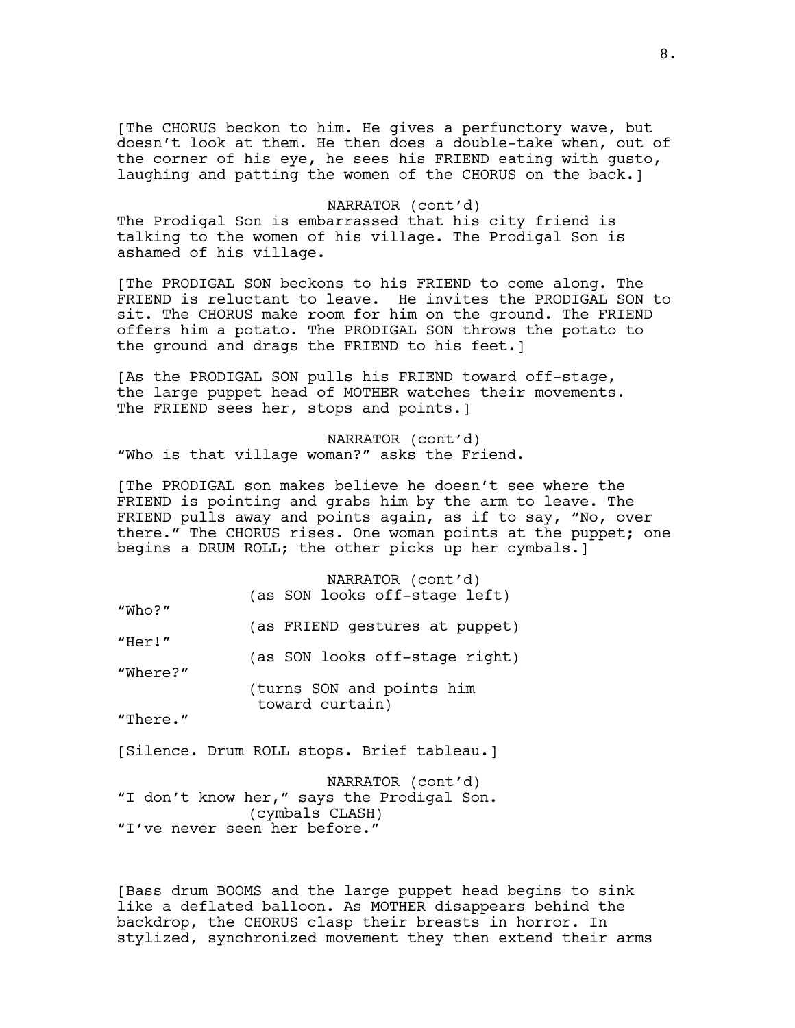[The CHORUS beckon to him. He gives a perfunctory wave, but doesn't look at them. He then does a double-take when, out of the corner of his eye, he sees his FRIEND eating with gusto, laughing and patting the women of the CHORUS on the back.]

NARRATOR (cont'd)
The Prodigal Son is embarrassed that his city friend is talking to the women of his village. The Prodigal Son is ashamed of his village.

[The PRODIGAL SON beckons to his FRIEND to come along. The FRIEND is reluctant to leave. He invites the PRODIGAL SON to sit. The CHORUS make room for him on the ground. The FRIEND offers him a potato. The PRODIGAL SON throws the potato to the ground and drags the FRIEND to his feet.]

[As the PRODIGAL SON pulls his FRIEND toward off-stage, the large puppet head of MOTHER watches their movements. The FRIEND sees her, stops and points.]

NARRATOR (cont'd)
"Who is that village woman?" asks the Friend.

[The PRODIGAL son makes believe he doesn't see where the FRIEND is pointing and grabs him by the arm to leave. The FRIEND pulls away and points again, as if to say, "No, over there." The CHORUS rises. One woman points at the puppet; one begins a DRUM ROLL; the other picks up her cymbals.]

NARRATOR (cont'd)
(as SON looks off-stage left)
"Who?"
(as FRIEND gestures at puppet)
"Her!"
(as SON looks off-stage right)
"Where?"
(turns SON and points him toward curtain)
"There."

[Silence. Drum ROLL stops. Brief tableau.]

NARRATOR (cont'd)
"I don't know her," says the Prodigal Son.
(cymbals CLASH)
"I've never seen her before."

[Bass drum BOOMS and the large puppet head begins to sink like a deflated balloon. As MOTHER disappears behind the backdrop, the CHORUS clasp their breasts in horror. In stylized, synchronized movement they then extend their arms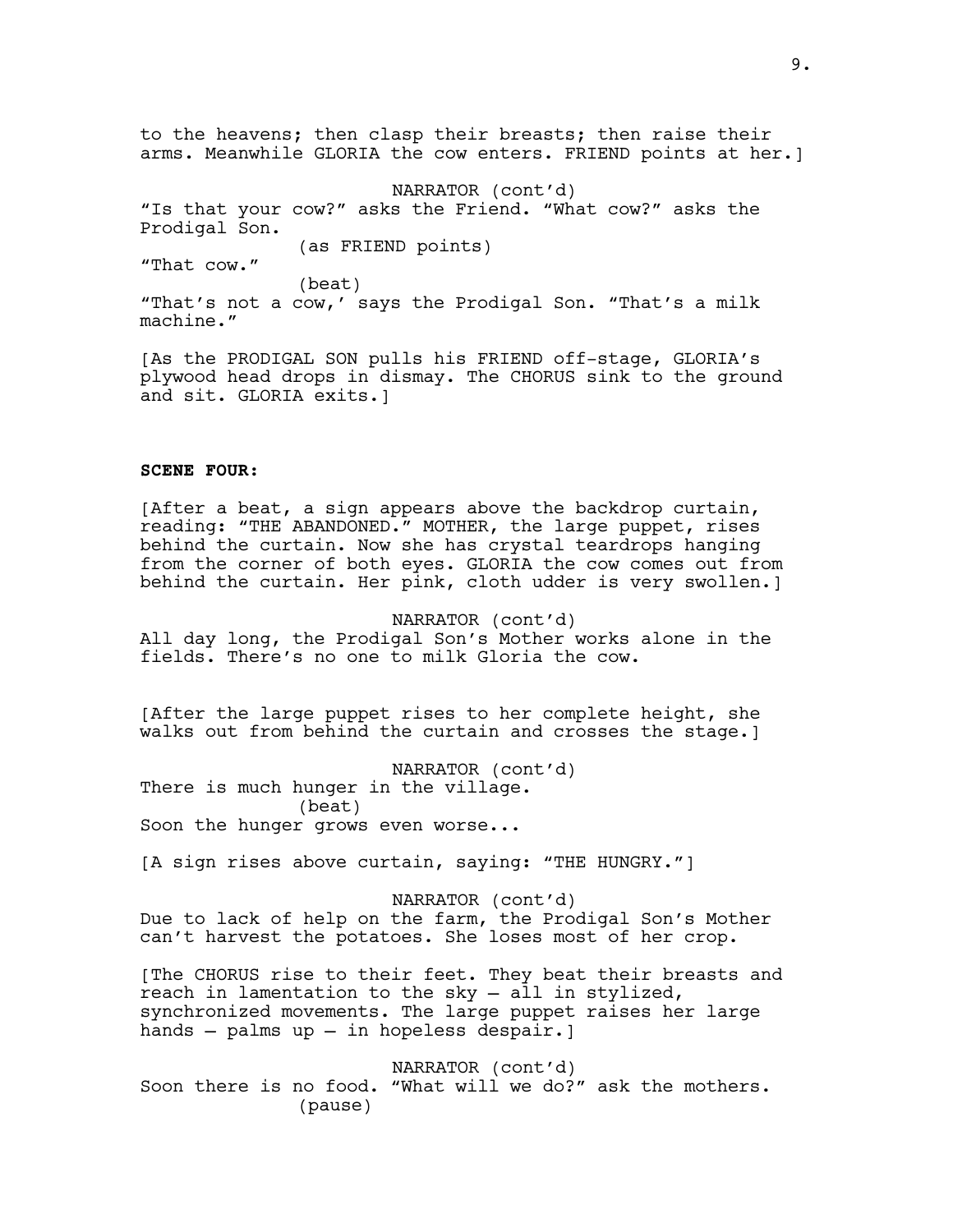to the heavens; then clasp their breasts; then raise their arms. Meanwhile GLORIA the cow enters. FRIEND points at her.]

NARRATOR (cont'd)

"Is that your cow?" asks the Friend. "What cow?" asks the Prodigal Son.

(as FRIEND points)

"That cow."

(beat)

"That's not a cow,' says the Prodigal Son. "That's a milk machine."

[As the PRODIGAL SON pulls his FRIEND off-stage, GLORIA's plywood head drops in dismay. The CHORUS sink to the ground and sit. GLORIA exits.]

**SCENE FOUR:**

[After a beat, a sign appears above the backdrop curtain, reading: "THE ABANDONED." MOTHER, the large puppet, rises behind the curtain. Now she has crystal teardrops hanging from the corner of both eyes. GLORIA the cow comes out from behind the curtain. Her pink, cloth udder is very swollen.]

NARRATOR (cont'd)

All day long, the Prodigal Son's Mother works alone in the fields. There's no one to milk Gloria the cow.

[After the large puppet rises to her complete height, she walks out from behind the curtain and crosses the stage.]

NARRATOR (cont'd)

There is much hunger in the village.

(beat)

Soon the hunger grows even worse...

[A sign rises above curtain, saying: "THE HUNGRY."]

NARRATOR (cont'd)

Due to lack of help on the farm, the Prodigal Son's Mother can't harvest the potatoes. She loses most of her crop.

[The CHORUS rise to their feet. They beat their breasts and reach in lamentation to the sky – all in stylized, synchronized movements. The large puppet raises her large hands – palms up – in hopeless despair.]

NARRATOR (cont'd)

Soon there is no food. "What will we do?" ask the mothers.

(pause)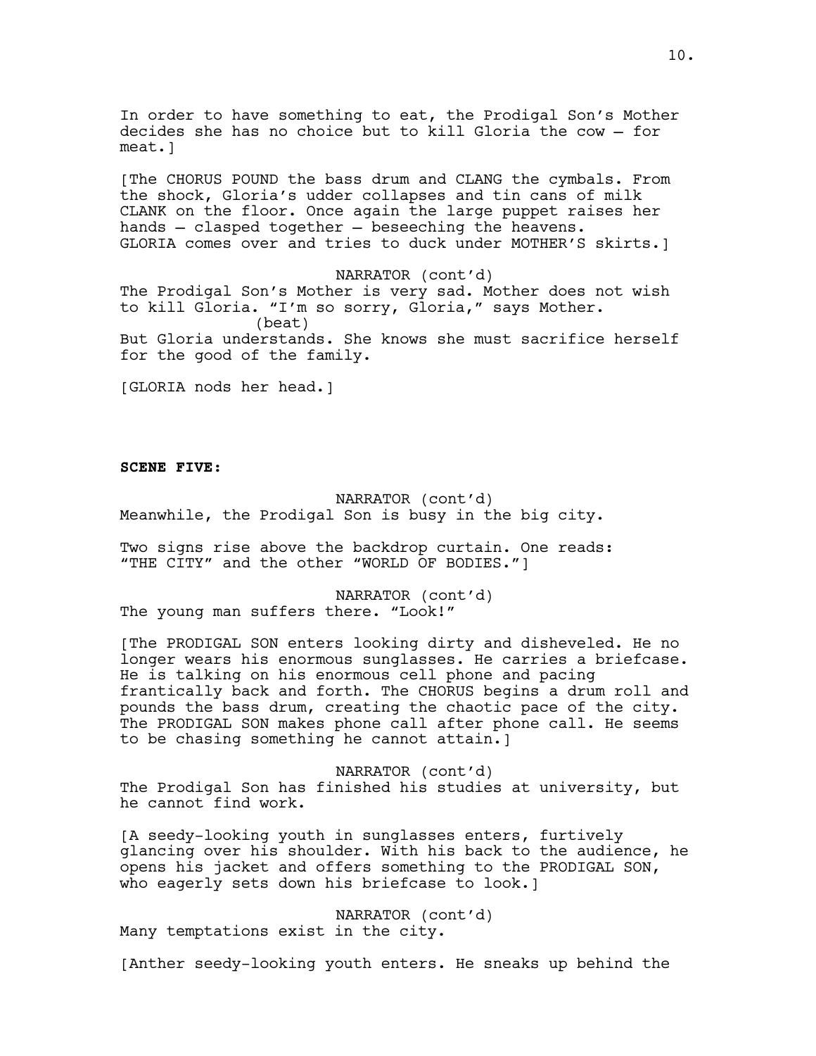In order to have something to eat, the Prodigal Son's Mother decides she has no choice but to kill Gloria the cow – for meat.]

[The CHORUS POUND the bass drum and CLANG the cymbals. From the shock, Gloria's udder collapses and tin cans of milk CLANK on the floor. Once again the large puppet raises her hands – clasped together – beseeching the heavens. GLORIA comes over and tries to duck under MOTHER'S skirts.]

NARRATOR (cont'd)
The Prodigal Son's Mother is very sad. Mother does not wish to kill Gloria. "I'm so sorry, Gloria," says Mother.
(beat)
But Gloria understands. She knows she must sacrifice herself for the good of the family.

[GLORIA nods her head.]

**SCENE FIVE:**

NARRATOR (cont'd)
Meanwhile, the Prodigal Son is busy in the big city.

Two signs rise above the backdrop curtain. One reads: "THE CITY" and the other "WORLD OF BODIES."]

NARRATOR (cont'd)
The young man suffers there. "Look!"

[The PRODIGAL SON enters looking dirty and disheveled. He no longer wears his enormous sunglasses. He carries a briefcase. He is talking on his enormous cell phone and pacing frantically back and forth. The CHORUS begins a drum roll and pounds the bass drum, creating the chaotic pace of the city. The PRODIGAL SON makes phone call after phone call. He seems to be chasing something he cannot attain.]

NARRATOR (cont'd)
The Prodigal Son has finished his studies at university, but he cannot find work.

[A seedy-looking youth in sunglasses enters, furtively glancing over his shoulder. With his back to the audience, he opens his jacket and offers something to the PRODIGAL SON, who eagerly sets down his briefcase to look.]

NARRATOR (cont'd)
Many temptations exist in the city.

[Anther seedy-looking youth enters. He sneaks up behind the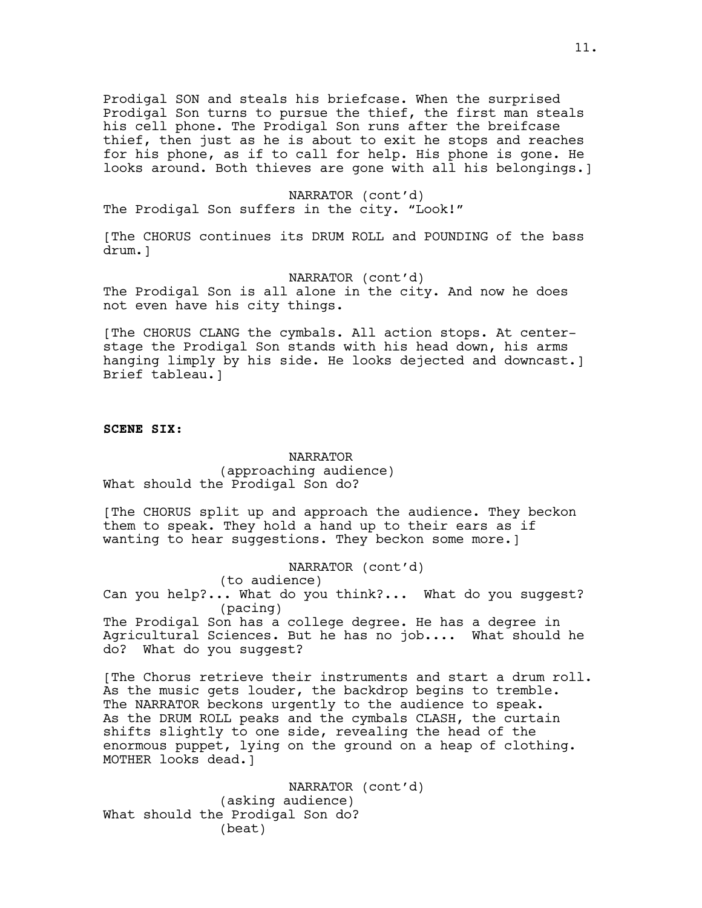Prodigal SON and steals his briefcase. When the surprised Prodigal Son turns to pursue the thief, the first man steals his cell phone. The Prodigal Son runs after the breifcase thief, then just as he is about to exit he stops and reaches for his phone, as if to call for help. His phone is gone. He looks around. Both thieves are gone with all his belongings.]

NARRATOR (cont'd)
The Prodigal Son suffers in the city. "Look!"

[The CHORUS continues its DRUM ROLL and POUNDING of the bass drum.]

NARRATOR (cont'd)
The Prodigal Son is all alone in the city. And now he does not even have his city things.

[The CHORUS CLANG the cymbals. All action stops. At center-stage the Prodigal Son stands with his head down, his arms hanging limply by his side. He looks dejected and downcast.] Brief tableau.]

**SCENE SIX:**

NARRATOR
(approaching audience)
What should the Prodigal Son do?

[The CHORUS split up and approach the audience. They beckon them to speak. They hold a hand up to their ears as if wanting to hear suggestions. They beckon some more.]

NARRATOR (cont'd)
(to audience)
Can you help?... What do you think?... What do you suggest?
(pacing)
The Prodigal Son has a college degree. He has a degree in Agricultural Sciences. But he has no job.... What should he do? What do you suggest?

[The Chorus retrieve their instruments and start a drum roll. As the music gets louder, the backdrop begins to tremble. The NARRATOR beckons urgently to the audience to speak. As the DRUM ROLL peaks and the cymbals CLASH, the curtain shifts slightly to one side, revealing the head of the enormous puppet, lying on the ground on a heap of clothing. MOTHER looks dead.]

NARRATOR (cont'd)
(asking audience)
What should the Prodigal Son do?
(beat)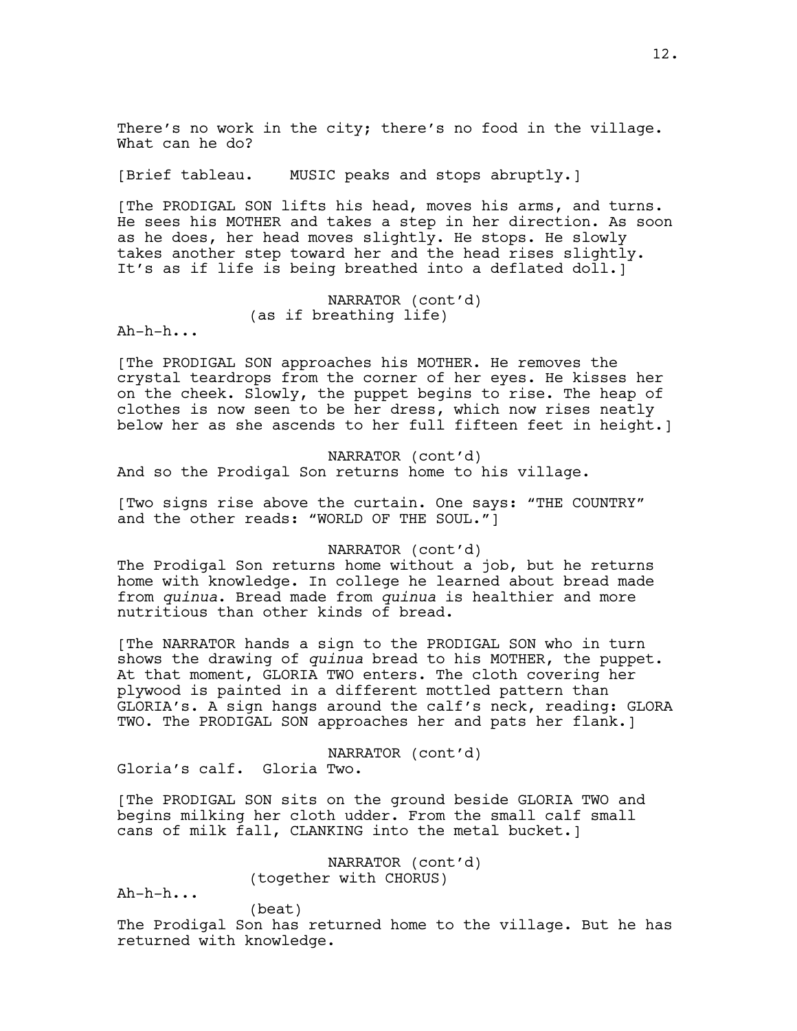There's no work in the city; there's no food in the village. What can he do?

[Brief tableau. MUSIC peaks and stops abruptly.]

[The PRODIGAL SON lifts his head, moves his arms, and turns. He sees his MOTHER and takes a step in her direction. As soon as he does, her head moves slightly. He stops. He slowly takes another step toward her and the head rises slightly. It's as if life is being breathed into a deflated doll.]

NARRATOR (cont'd)
(as if breathing life)
Ah-h-h...

[The PRODIGAL SON approaches his MOTHER. He removes the crystal teardrops from the corner of her eyes. He kisses her on the cheek. Slowly, the puppet begins to rise. The heap of clothes is now seen to be her dress, which now rises neatly below her as she ascends to her full fifteen feet in height.]

NARRATOR (cont'd)
And so the Prodigal Son returns home to his village.

[Two signs rise above the curtain. One says: "THE COUNTRY" and the other reads: "WORLD OF THE SOUL."]

NARRATOR (cont'd)
The Prodigal Son returns home without a job, but he returns home with knowledge. In college he learned about bread made from *quinua*. Bread made from *quinua* is healthier and more nutritious than other kinds of bread.

[The NARRATOR hands a sign to the PRODIGAL SON who in turn shows the drawing of *quinua* bread to his MOTHER, the puppet. At that moment, GLORIA TWO enters. The cloth covering her plywood is painted in a different mottled pattern than GLORIA's. A sign hangs around the calf's neck, reading: GLORA TWO. The PRODIGAL SON approaches her and pats her flank.]

NARRATOR (cont'd)
Gloria's calf. Gloria Two.

[The PRODIGAL SON sits on the ground beside GLORIA TWO and begins milking her cloth udder. From the small calf small cans of milk fall, CLANKING into the metal bucket.]

NARRATOR (cont'd)
(together with CHORUS)
Ah-h-h...
(beat)
The Prodigal Son has returned home to the village. But he has returned with knowledge.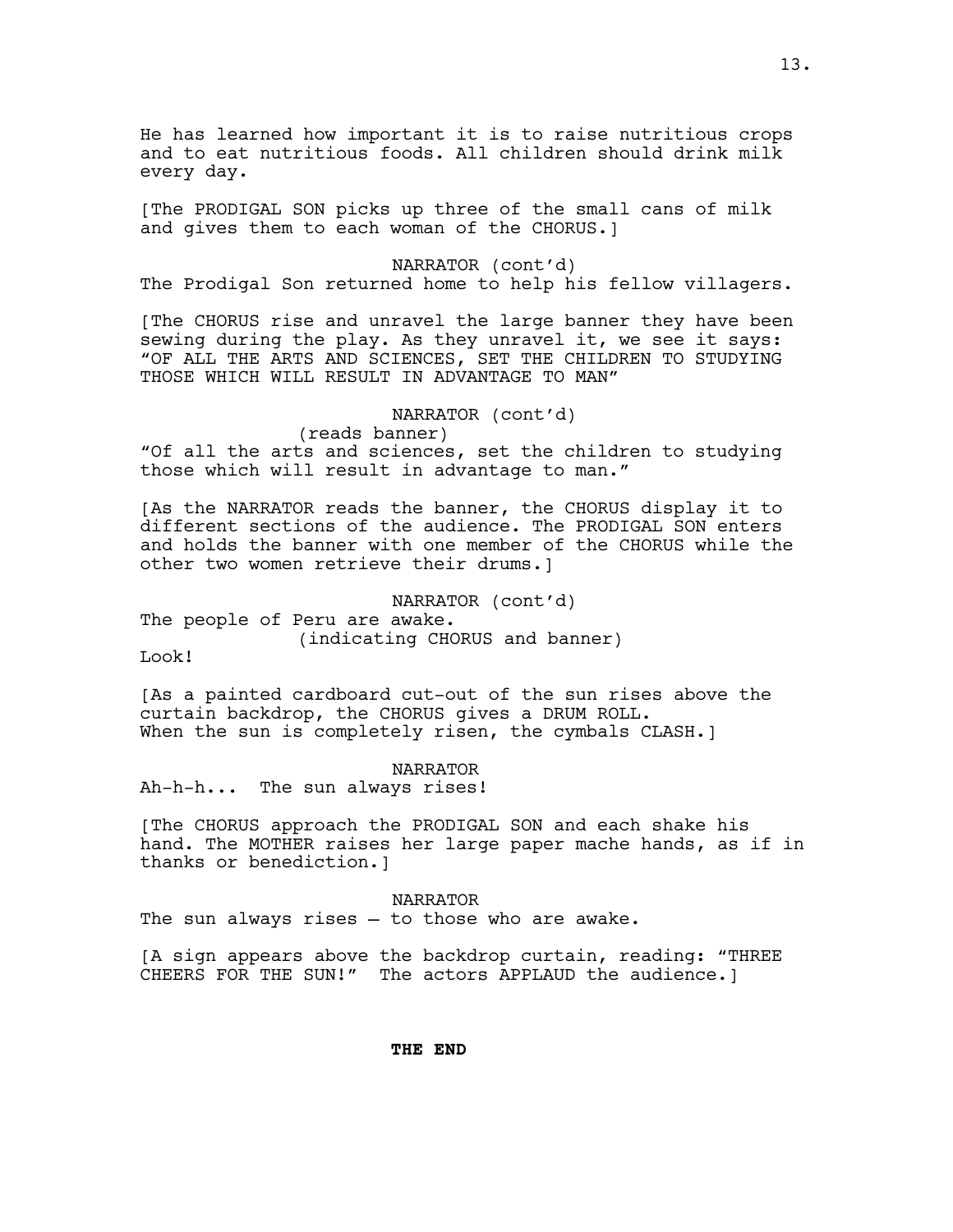He has learned how important it is to raise nutritious crops and to eat nutritious foods. All children should drink milk every day.

[The PRODIGAL SON picks up three of the small cans of milk and gives them to each woman of the CHORUS.]

NARRATOR (cont'd)

The Prodigal Son returned home to help his fellow villagers.

[The CHORUS rise and unravel the large banner they have been sewing during the play. As they unravel it, we see it says: "OF ALL THE ARTS AND SCIENCES, SET THE CHILDREN TO STUDYING THOSE WHICH WILL RESULT IN ADVANTAGE TO MAN"

NARRATOR (cont'd)

(reads banner)

"Of all the arts and sciences, set the children to studying those which will result in advantage to man."

[As the NARRATOR reads the banner, the CHORUS display it to different sections of the audience. The PRODIGAL SON enters and holds the banner with one member of the CHORUS while the other two women retrieve their drums.]

NARRATOR (cont'd)

The people of Peru are awake.

(indicating CHORUS and banner)

Look!

[As a painted cardboard cut-out of the sun rises above the curtain backdrop, the CHORUS gives a DRUM ROLL. When the sun is completely risen, the cymbals CLASH.]

NARRATOR

Ah-h-h... The sun always rises!

[The CHORUS approach the PRODIGAL SON and each shake his hand. The MOTHER raises her large paper mache hands, as if in thanks or benediction.]

NARRATOR

The sun always rises – to those who are awake.

[A sign appears above the backdrop curtain, reading: "THREE CHEERS FOR THE SUN!" The actors APPLAUD the audience.]

**THE END**